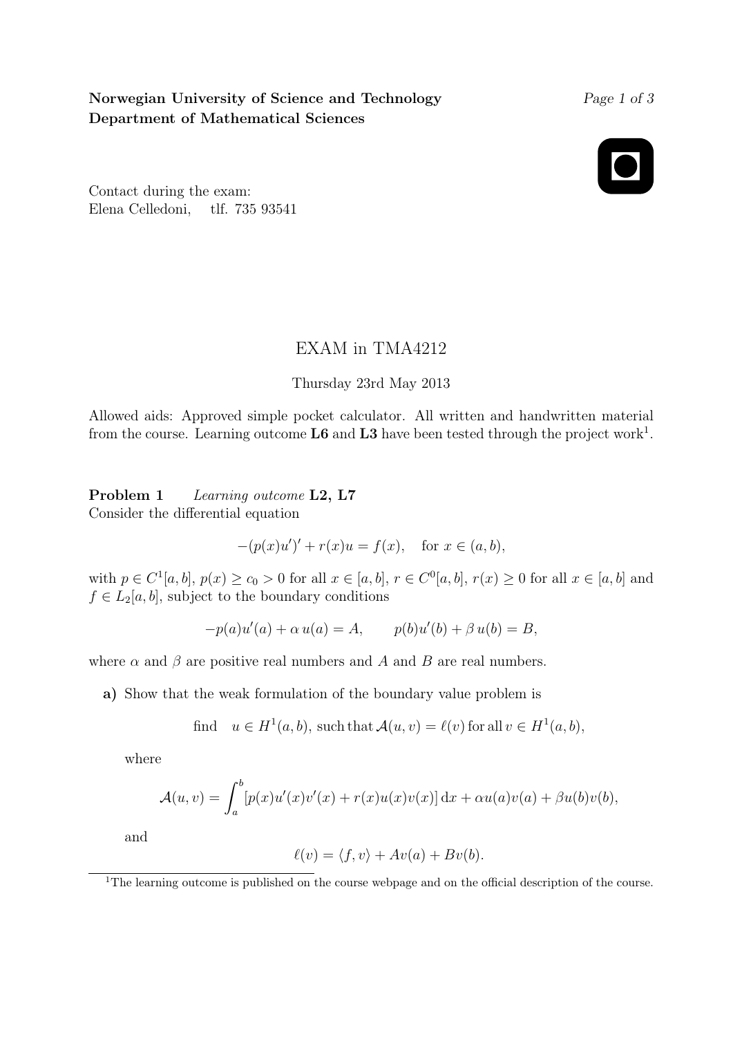**Norwegian University of Science and Technology**
**Department of Mathematical Sciences**

Contact during the exam:
Elena Celledoni, tlf. 735 93541

# EXAM in TMA4212

Thursday 23rd May 2013

Allowed aids: Approved simple pocket calculator. All written and handwritten material from the course. Learning outcome **L6** and **L3** have been tested through the project work[1].

**Problem 1** *Learning outcome* **L2, L7**
Consider the differential equation

$$-(p(x)u')' + r(x)u = f(x), \quad \text{for } x \in (a,b),$$

with $p \in C^1[a,b]$, $p(x) \geq c_0 > 0$ for all $x \in [a,b]$, $r \in C^0[a,b]$, $r(x) \geq 0$ for all $x \in [a,b]$ and $f \in L_2[a,b]$, subject to the boundary conditions

$$-p(a)u'(a) + \alpha\, u(a) = A, \qquad p(b)u'(b) + \beta\, u(b) = B,$$

where $\alpha$ and $\beta$ are positive real numbers and $A$ and $B$ are real numbers.

**a)** Show that the weak formulation of the boundary value problem is

$$\text{find} \quad u \in H^1(a,b), \text{ such that } \mathcal{A}(u,v) = \ell(v) \text{ for all } v \in H^1(a,b),$$

where

$$\mathcal{A}(u,v) = \int_a^b [p(x)u'(x)v'(x) + r(x)u(x)v(x)]\,\mathrm{d}x + \alpha u(a)v(a) + \beta u(b)v(b),$$

and

$$\ell(v) = \langle f, v \rangle + Av(a) + Bv(b).$$

[1] The learning outcome is published on the course webpage and on the official description of the course.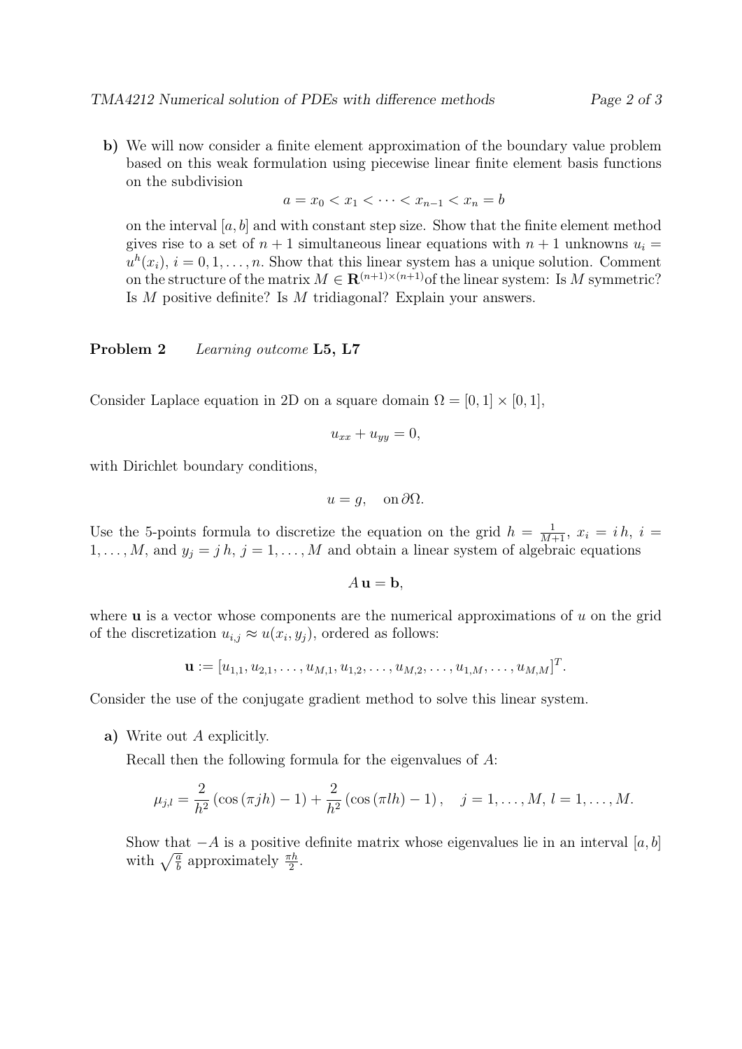**b)** We will now consider a finite element approximation of the boundary value problem based on this weak formulation using piecewise linear finite element basis functions on the subdivision

$$a = x_0 < x_1 < \cdots < x_{n-1} < x_n = b$$

on the interval $[a, b]$ and with constant step size. Show that the finite element method gives rise to a set of $n+1$ simultaneous linear equations with $n+1$ unknowns $u_i = u^h(x_i)$, $i = 0, 1, \ldots, n$. Show that this linear system has a unique solution. Comment on the structure of the matrix $M \in \mathbf{R}^{(n+1)\times(n+1)}$ of the linear system: Is $M$ symmetric? Is $M$ positive definite? Is $M$ tridiagonal? Explain your answers.

## Problem 2 *Learning outcome* **L5, L7**

Consider Laplace equation in 2D on a square domain $\Omega = [0, 1] \times [0, 1]$,

$$u_{xx} + u_{yy} = 0,$$

with Dirichlet boundary conditions,

$$u = g, \quad \text{on } \partial\Omega.$$

Use the 5-points formula to discretize the equation on the grid $h = \frac{1}{M+1}$, $x_i = i\,h$, $i = 1, \ldots, M$, and $y_j = j\,h$, $j = 1, \ldots, M$ and obtain a linear system of algebraic equations

$$A\,\mathbf{u} = \mathbf{b},$$

where $\mathbf{u}$ is a vector whose components are the numerical approximations of $u$ on the grid of the discretization $u_{i,j} \approx u(x_i, y_j)$, ordered as follows:

$$\mathbf{u} := [u_{1,1}, u_{2,1}, \ldots, u_{M,1}, u_{1,2}, \ldots, u_{M,2}, \ldots, u_{1,M}, \ldots, u_{M,M}]^T.$$

Consider the use of the conjugate gradient method to solve this linear system.

**a)** Write out $A$ explicitly.

Recall then the following formula for the eigenvalues of $A$:

$$\mu_{j,l} = \frac{2}{h^2}\left(\cos\left(\pi j h\right) - 1\right) + \frac{2}{h^2}\left(\cos\left(\pi l h\right) - 1\right), \quad j = 1, \ldots, M,\ l = 1, \ldots, M.$$

Show that $-A$ is a positive definite matrix whose eigenvalues lie in an interval $[a, b]$ with $\sqrt{\frac{a}{b}}$ approximately $\frac{\pi h}{2}$.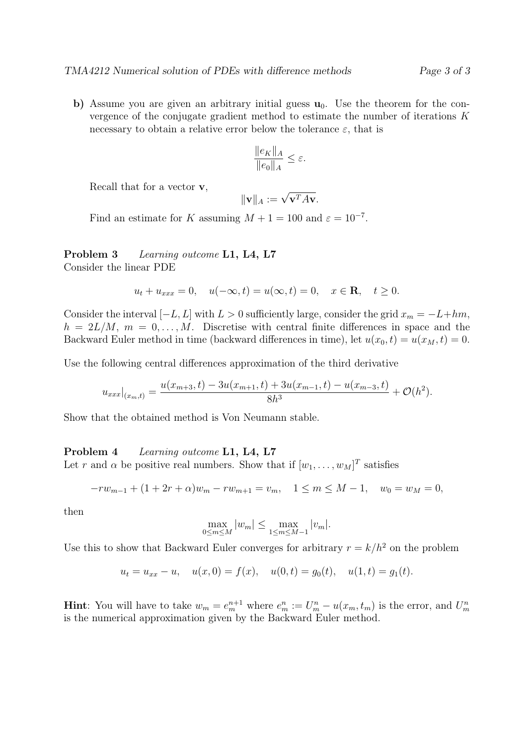**b)** Assume you are given an arbitrary initial guess $\mathbf{u}_0$. Use the theorem for the convergence of the conjugate gradient method to estimate the number of iterations $K$ necessary to obtain a relative error below the tolerance $\varepsilon$, that is

$$\frac{\|e_K\|_A}{\|e_0\|_A} \leq \varepsilon.$$

Recall that for a vector $\mathbf{v}$,

$$\|\mathbf{v}\|_A := \sqrt{\mathbf{v}^T A \mathbf{v}}.$$

Find an estimate for $K$ assuming $M+1 = 100$ and $\varepsilon = 10^{-7}$.

**Problem 3** *Learning outcome* **L1, L4, L7**

Consider the linear PDE

$$u_t + u_{xxx} = 0, \quad u(-\infty, t) = u(\infty, t) = 0, \quad x \in \mathbf{R}, \quad t \geq 0.$$

Consider the interval $[-L, L]$ with $L > 0$ sufficiently large, consider the grid $x_m = -L + hm$, $h = 2L/M$, $m = 0, \ldots, M$. Discretise with central finite differences in space and the Backward Euler method in time (backward differences in time), let $u(x_0, t) = u(x_M, t) = 0$.

Use the following central differences approximation of the third derivative

$$u_{xxx}|_{(x_m,t)} = \frac{u(x_{m+3}, t) - 3u(x_{m+1}, t) + 3u(x_{m-1}, t) - u(x_{m-3}, t)}{8h^3} + \mathcal{O}(h^2).$$

Show that the obtained method is Von Neumann stable.

**Problem 4** *Learning outcome* **L1, L4, L7**

Let $r$ and $\alpha$ be positive real numbers. Show that if $[w_1, \ldots, w_M]^T$ satisfies

$$-rw_{m-1} + (1 + 2r + \alpha)w_m - rw_{m+1} = v_m, \quad 1 \leq m \leq M-1, \quad w_0 = w_M = 0,$$

then

$$\max_{0 \leq m \leq M} |w_m| \leq \max_{1 \leq m \leq M-1} |v_m|.$$

Use this to show that Backward Euler converges for arbitrary $r = k/h^2$ on the problem

$$u_t = u_{xx} - u, \quad u(x, 0) = f(x), \quad u(0, t) = g_0(t), \quad u(1, t) = g_1(t).$$

**Hint**: You will have to take $w_m = e_m^{n+1}$ where $e_m^n := U_m^n - u(x_m, t_m)$ is the error, and $U_m^n$ is the numerical approximation given by the Backward Euler method.